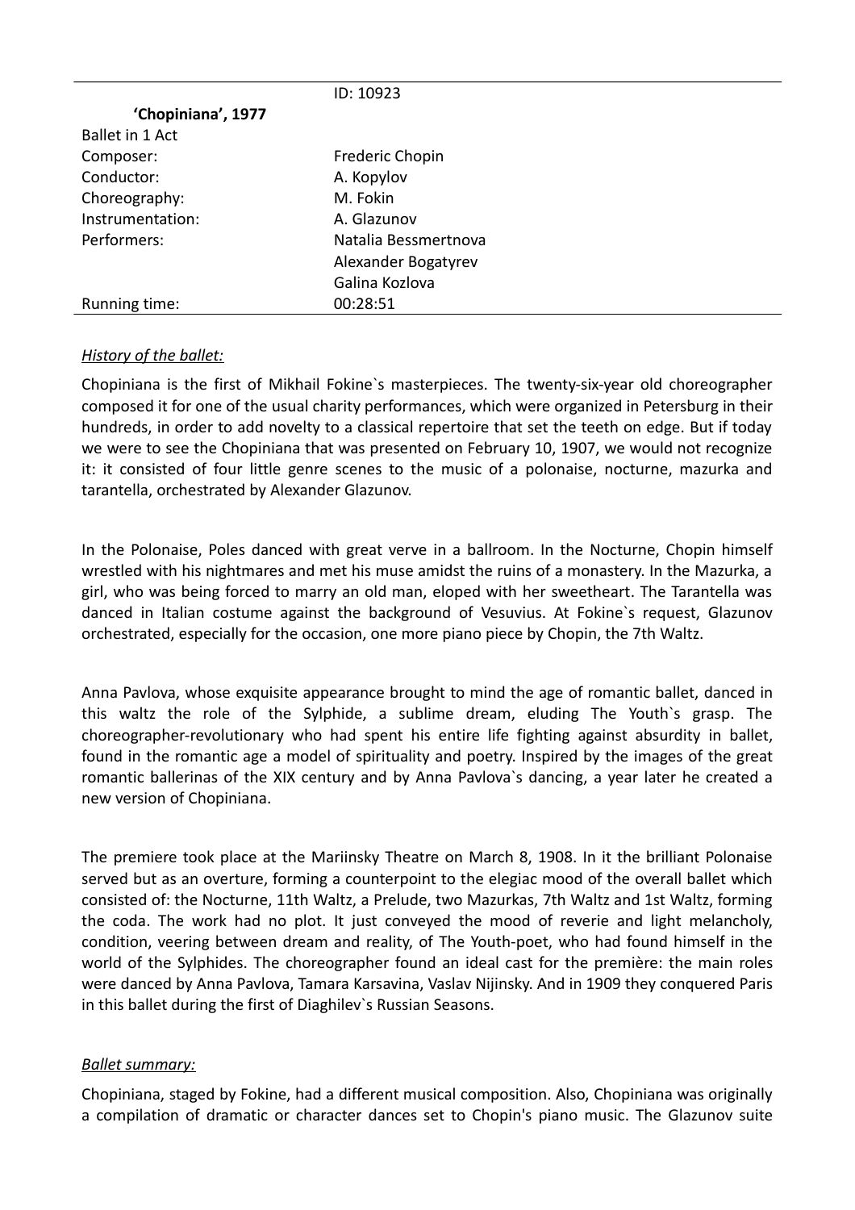ID: 10923

| **'Chopiniana', 1977** | |
|---|---|
| Ballet in 1 Act | |
| Composer: | Frederic Chopin |
| Conductor: | A. Kopylov |
| Choreography: | M. Fokin |
| Instrumentation: | A. Glazunov |
| Performers: | Natalia Bessmertnova |
| | Alexander Bogatyrev |
| | Galina Kozlova |
| Running time: | 00:28:51 |

*History of the ballet:*

Chopiniana is the first of Mikhail Fokine`s masterpieces. The twenty-six-year old choreographer composed it for one of the usual charity performances, which were organized in Petersburg in their hundreds, in order to add novelty to a classical repertoire that set the teeth on edge. But if today we were to see the Chopiniana that was presented on February 10, 1907, we would not recognize it: it consisted of four little genre scenes to the music of a polonaise, nocturne, mazurka and tarantella, orchestrated by Alexander Glazunov.

In the Polonaise, Poles danced with great verve in a ballroom. In the Nocturne, Chopin himself wrestled with his nightmares and met his muse amidst the ruins of a monastery. In the Mazurka, a girl, who was being forced to marry an old man, eloped with her sweetheart. The Tarantella was danced in Italian costume against the background of Vesuvius. At Fokine`s request, Glazunov orchestrated, especially for the occasion, one more piano piece by Chopin, the 7th Waltz.

Anna Pavlova, whose exquisite appearance brought to mind the age of romantic ballet, danced in this waltz the role of the Sylphide, a sublime dream, eluding The Youth`s grasp. The choreographer-revolutionary who had spent his entire life fighting against absurdity in ballet, found in the romantic age a model of spirituality and poetry. Inspired by the images of the great romantic ballerinas of the XIX century and by Anna Pavlova`s dancing, a year later he created a new version of Chopiniana.

The premiere took place at the Mariinsky Theatre on March 8, 1908. In it the brilliant Polonaise served but as an overture, forming a counterpoint to the elegiac mood of the overall ballet which consisted of: the Nocturne, 11th Waltz, a Prelude, two Mazurkas, 7th Waltz and 1st Waltz, forming the coda. The work had no plot. It just conveyed the mood of reverie and light melancholy, condition, veering between dream and reality, of The Youth-poet, who had found himself in the world of the Sylphides. The choreographer found an ideal cast for the première: the main roles were danced by Anna Pavlova, Tamara Karsavina, Vaslav Nijinsky. And in 1909 they conquered Paris in this ballet during the first of Diaghilev`s Russian Seasons.

*Ballet summary:*

Chopiniana, staged by Fokine, had a different musical composition. Also, Chopiniana was originally a compilation of dramatic or character dances set to Chopin's piano music. The Glazunov suite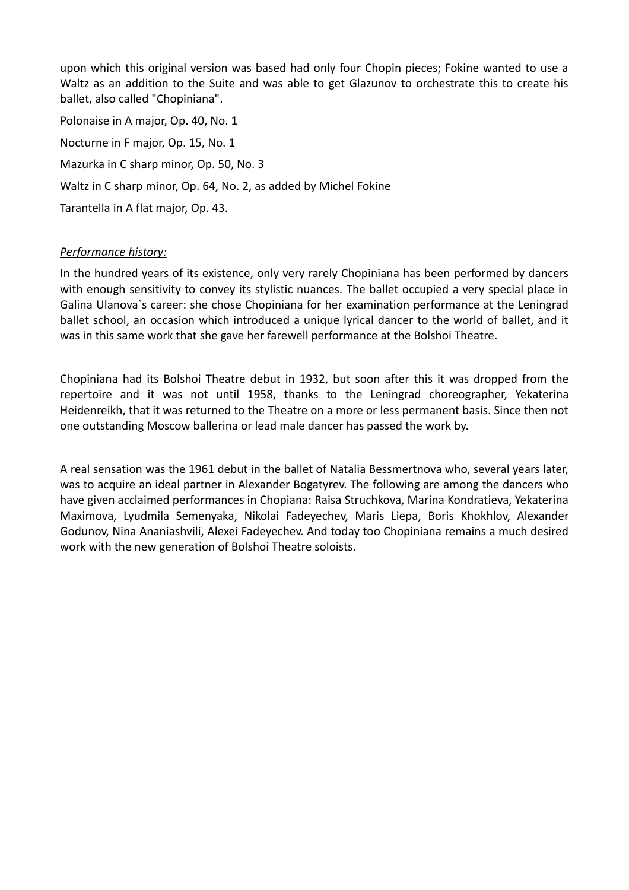upon which this original version was based had only four Chopin pieces; Fokine wanted to use a Waltz as an addition to the Suite and was able to get Glazunov to orchestrate this to create his ballet, also called "Chopiniana".

Polonaise in A major, Op. 40, No. 1

Nocturne in F major, Op. 15, No. 1

Mazurka in C sharp minor, Op. 50, No. 3

Waltz in C sharp minor, Op. 64, No. 2, as added by Michel Fokine

Tarantella in A flat major, Op. 43.

*Performance history:*

In the hundred years of its existence, only very rarely Chopiniana has been performed by dancers with enough sensitivity to convey its stylistic nuances. The ballet occupied a very special place in Galina Ulanova`s career: she chose Chopiniana for her examination performance at the Leningrad ballet school, an occasion which introduced a unique lyrical dancer to the world of ballet, and it was in this same work that she gave her farewell performance at the Bolshoi Theatre.

Chopiniana had its Bolshoi Theatre debut in 1932, but soon after this it was dropped from the repertoire and it was not until 1958, thanks to the Leningrad choreographer, Yekaterina Heidenreikh, that it was returned to the Theatre on a more or less permanent basis. Since then not one outstanding Moscow ballerina or lead male dancer has passed the work by.

A real sensation was the 1961 debut in the ballet of Natalia Bessmertnova who, several years later, was to acquire an ideal partner in Alexander Bogatyrev. The following are among the dancers who have given acclaimed performances in Chopiana: Raisa Struchkova, Marina Kondratieva, Yekaterina Maximova, Lyudmila Semenyaka, Nikolai Fadeyechev, Maris Liepa, Boris Khokhlov, Alexander Godunov, Nina Ananiashvili, Alexei Fadeyechev. And today too Chopiniana remains a much desired work with the new generation of Bolshoi Theatre soloists.